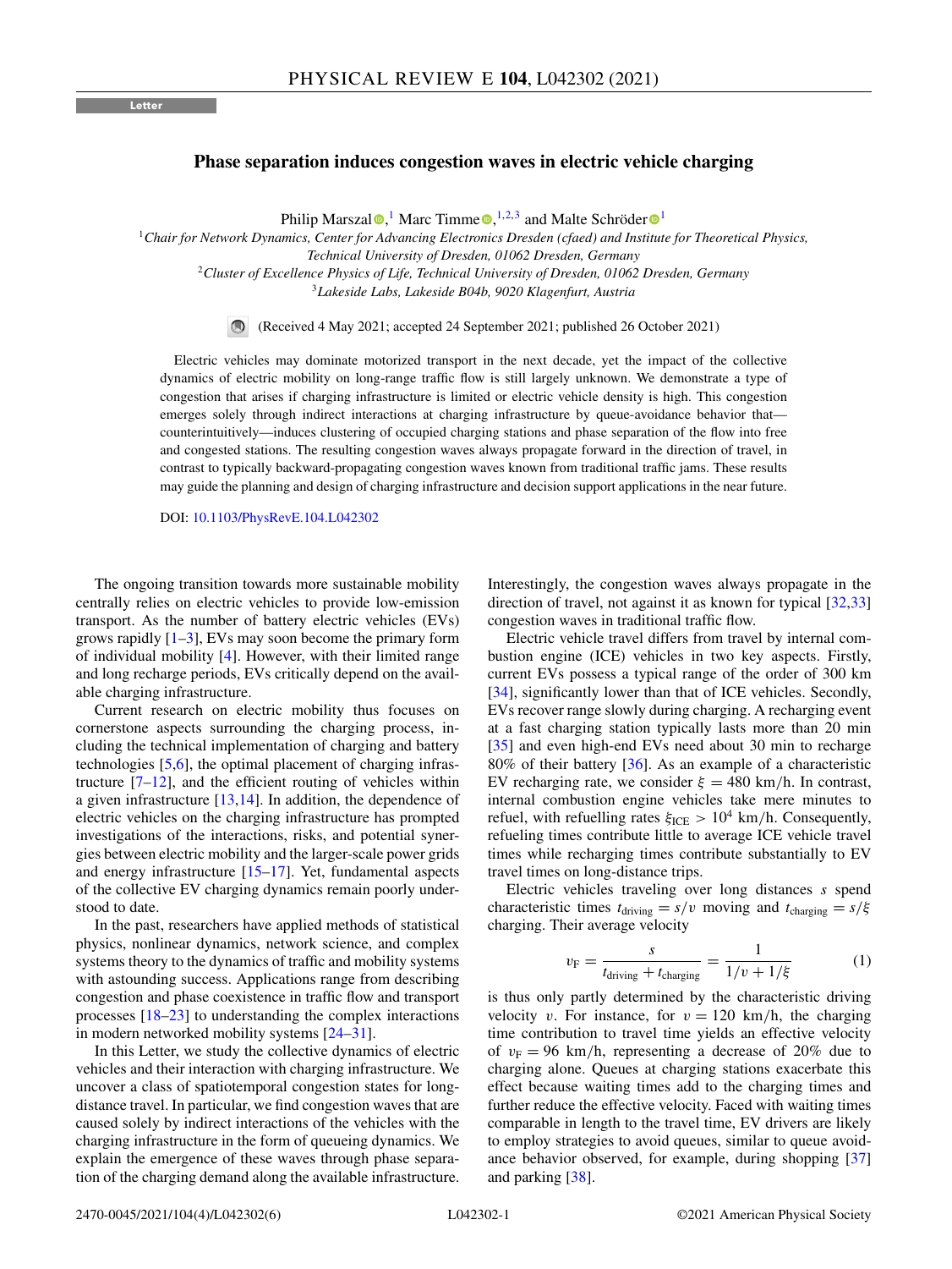Letter

# Phase separation induces congestion waves in electric vehicle charging

Philip Marszal,[1] Marc Timme,[1,2,3] and Malte Schröder[1]

[1]*Chair for Network Dynamics, Center for Advancing Electronics Dresden (cfaed) and Institute for Theoretical Physics, Technical University of Dresden, 01062 Dresden, Germany*
[2]*Cluster of Excellence Physics of Life, Technical University of Dresden, 01062 Dresden, Germany*
[3]*Lakeside Labs, Lakeside B04b, 9020 Klagenfurt, Austria*

(Received 4 May 2021; accepted 24 September 2021; published 26 October 2021)

Electric vehicles may dominate motorized transport in the next decade, yet the impact of the collective dynamics of electric mobility on long-range traffic flow is still largely unknown. We demonstrate a type of congestion that arises if charging infrastructure is limited or electric vehicle density is high. This congestion emerges solely through indirect interactions at charging infrastructure by queue-avoidance behavior that—counterintuitively—induces clustering of occupied charging stations and phase separation of the flow into free and congested stations. The resulting congestion waves always propagate forward in the direction of travel, in contrast to typically backward-propagating congestion waves known from traditional traffic jams. These results may guide the planning and design of charging infrastructure and decision support applications in the near future.

DOI: 10.1103/PhysRevE.104.L042302

The ongoing transition towards more sustainable mobility centrally relies on electric vehicles to provide low-emission transport. As the number of battery electric vehicles (EVs) grows rapidly [1–3], EVs may soon become the primary form of individual mobility [4]. However, with their limited range and long recharge periods, EVs critically depend on the available charging infrastructure.

Current research on electric mobility thus focuses on cornerstone aspects surrounding the charging process, including the technical implementation of charging and battery technologies [5,6], the optimal placement of charging infrastructure [7–12], and the efficient routing of vehicles within a given infrastructure [13,14]. In addition, the dependence of electric vehicles on the charging infrastructure has prompted investigations of the interactions, risks, and potential synergies between electric mobility and the larger-scale power grids and energy infrastructure [15–17]. Yet, fundamental aspects of the collective EV charging dynamics remain poorly understood to date.

In the past, researchers have applied methods of statistical physics, nonlinear dynamics, network science, and complex systems theory to the dynamics of traffic and mobility systems with astounding success. Applications range from describing congestion and phase coexistence in traffic flow and transport processes [18–23] to understanding the complex interactions in modern networked mobility systems [24–31].

In this Letter, we study the collective dynamics of electric vehicles and their interaction with charging infrastructure. We uncover a class of spatiotemporal congestion states for long-distance travel. In particular, we find congestion waves that are caused solely by indirect interactions of the vehicles with the charging infrastructure in the form of queueing dynamics. We explain the emergence of these waves through phase separation of the charging demand along the available infrastructure. Interestingly, the congestion waves always propagate in the direction of travel, not against it as known for typical [32,33] congestion waves in traditional traffic flow.

Electric vehicle travel differs from travel by internal combustion engine (ICE) vehicles in two key aspects. Firstly, current EVs possess a typical range of the order of 300 km [34], significantly lower than that of ICE vehicles. Secondly, EVs recover range slowly during charging. A recharging event at a fast charging station typically lasts more than 20 min [35] and even high-end EVs need about 30 min to recharge 80% of their battery [36]. As an example of a characteristic EV recharging rate, we consider $\xi = 480$ km/h. In contrast, internal combustion engine vehicles take mere minutes to refuel, with refuelling rates $\xi_{\rm ICE} > 10^4$ km/h. Consequently, refueling times contribute little to average ICE vehicle travel times while recharging times contribute substantially to EV travel times on long-distance trips.

Electric vehicles traveling over long distances $s$ spend characteristic times $t_{\rm driving} = s/v$ moving and $t_{\rm charging} = s/\xi$ charging. Their average velocity

$$v_{\rm F} = \frac{s}{t_{\rm driving} + t_{\rm charging}} = \frac{1}{1/v + 1/\xi} \tag{1}$$

is thus only partly determined by the characteristic driving velocity $v$. For instance, for $v = 120$ km/h, the charging time contribution to travel time yields an effective velocity of $v_{\rm F} = 96$ km/h, representing a decrease of 20% due to charging alone. Queues at charging stations exacerbate this effect because waiting times add to the charging times and further reduce the effective velocity. Faced with waiting times comparable in length to the travel time, EV drivers are likely to employ strategies to avoid queues, similar to queue avoidance behavior observed, for example, during shopping [37] and parking [38].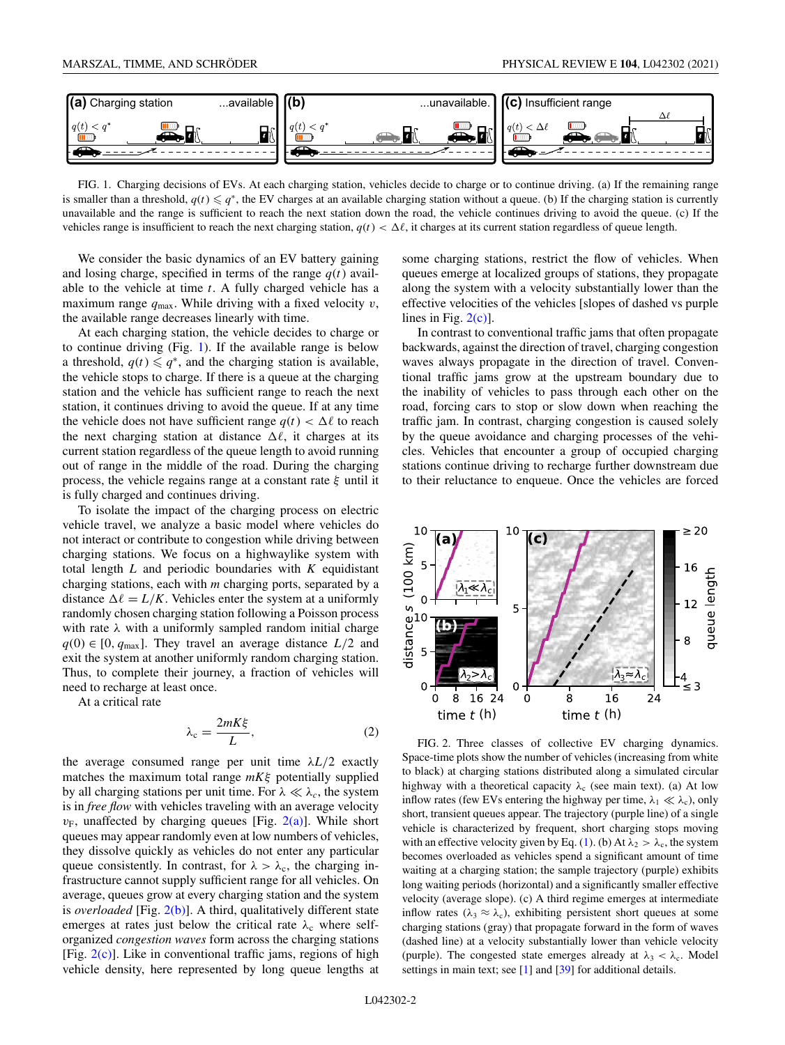FIG. 1. Charging decisions of EVs. At each charging station, vehicles decide to charge or to continue driving. (a) If the remaining range is smaller than a threshold, $q(t) \leqslant q^*$, the EV charges at an available charging station without a queue. (b) If the charging station is currently unavailable and the range is sufficient to reach the next station down the road, the vehicle continues driving to avoid the queue. (c) If the vehicles range is insufficient to reach the next charging station, $q(t) < \Delta\ell$, it charges at its current station regardless of queue length.

We consider the basic dynamics of an EV battery gaining and losing charge, specified in terms of the range $q(t)$ available to the vehicle at time $t$. A fully charged vehicle has a maximum range $q_{\max}$. While driving with a fixed velocity $v$, the available range decreases linearly with time.

At each charging station, the vehicle decides to charge or to continue driving (Fig. 1). If the available range is below a threshold, $q(t) \leqslant q^*$, and the charging station is available, the vehicle stops to charge. If there is a queue at the charging station and the vehicle has sufficient range to reach the next station, it continues driving to avoid the queue. If at any time the vehicle does not have sufficient range $q(t) < \Delta\ell$ to reach the next charging station at distance $\Delta\ell$, it charges at its current station regardless of the queue length to avoid running out of range in the middle of the road. During the charging process, the vehicle regains range at a constant rate $\xi$ until it is fully charged and continues driving.

To isolate the impact of the charging process on electric vehicle travel, we analyze a basic model where vehicles do not interact or contribute to congestion while driving between charging stations. We focus on a highwaylike system with total length $L$ and periodic boundaries with $K$ equidistant charging stations, each with $m$ charging ports, separated by a distance $\Delta\ell = L/K$. Vehicles enter the system at a uniformly randomly chosen charging station following a Poisson process with rate $\lambda$ with a uniformly sampled random initial charge $q(0) \in [0, q_{\max}]$. They travel an average distance $L/2$ and exit the system at another uniformly random charging station. Thus, to complete their journey, a fraction of vehicles will need to recharge at least once.

At a critical rate

$$\lambda_c = \frac{2mK\xi}{L}, \tag{2}$$

the average consumed range per unit time $\lambda L/2$ exactly matches the maximum total range $mK\xi$ potentially supplied by all charging stations per unit time. For $\lambda \ll \lambda_c$, the system is in *free flow* with vehicles traveling with an average velocity $v_F$, unaffected by charging queues [Fig. 2(a)]. While short queues may appear randomly even at low numbers of vehicles, they dissolve quickly as vehicles do not enter any particular queue consistently. In contrast, for $\lambda > \lambda_c$, the charging infrastructure cannot supply sufficient range for all vehicles. On average, queues grow at every charging station and the system is *overloaded* [Fig. 2(b)]. A third, qualitatively different state emerges at rates just below the critical rate $\lambda_c$ where self-organized *congestion waves* form across the charging stations [Fig. 2(c)]. Like in conventional traffic jams, regions of high vehicle density, here represented by long queue lengths at some charging stations, restrict the flow of vehicles. When queues emerge at localized groups of stations, they propagate along the system with a velocity substantially lower than the effective velocities of the vehicles [slopes of dashed vs purple lines in Fig. 2(c)].

In contrast to conventional traffic jams that often propagate backwards, against the direction of travel, charging congestion waves always propagate in the direction of travel. Conventional traffic jams grow at the upstream boundary due to the inability of vehicles to pass through each other on the road, forcing cars to stop or slow down when reaching the traffic jam. In contrast, charging congestion is caused solely by the queue avoidance and charging processes of the vehicles. Vehicles that encounter a group of occupied charging stations continue driving to recharge further downstream due to their reluctance to enqueue. Once the vehicles are forced

FIG. 2. Three classes of collective EV charging dynamics. Space-time plots show the number of vehicles (increasing from white to black) at charging stations distributed along a simulated circular highway with a theoretical capacity $\lambda_c$ (see main text). (a) At low inflow rates (few EVs entering the highway per time, $\lambda_1 \ll \lambda_c$), only short, transient queues appear. The trajectory (purple line) of a single vehicle is characterized by frequent, short charging stops moving with an effective velocity given by Eq. (1). (b) At $\lambda_2 > \lambda_c$, the system becomes overloaded as vehicles spend a significant amount of time waiting at a charging station; the sample trajectory (purple) exhibits long waiting periods (horizontal) and a significantly smaller effective velocity (average slope). (c) A third regime emerges at intermediate inflow rates ($\lambda_3 \approx \lambda_c$), exhibiting persistent short queues at some charging stations (gray) that propagate forward in the form of waves (dashed line) at a velocity substantially lower than vehicle velocity (purple). The congested state emerges already at $\lambda_3 < \lambda_c$. Model settings in main text; see [1] and [39] for additional details.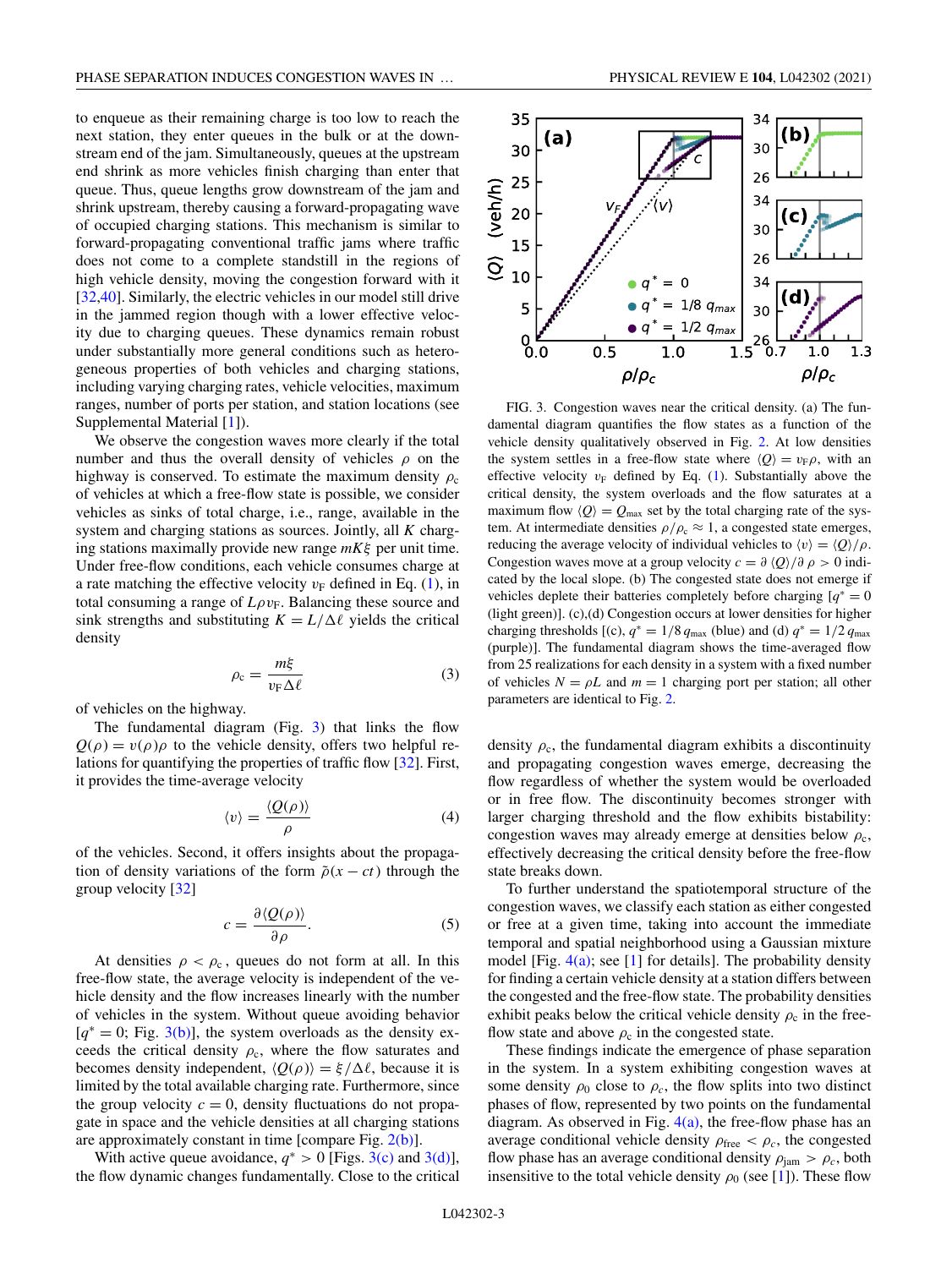to enqueue as their remaining charge is too low to reach the next station, they enter queues in the bulk or at the downstream end of the jam. Simultaneously, queues at the upstream end shrink as more vehicles finish charging than enter that queue. Thus, queue lengths grow downstream of the jam and shrink upstream, thereby causing a forward-propagating wave of occupied charging stations. This mechanism is similar to forward-propagating conventional traffic jams where traffic does not come to a complete standstill in the regions of high vehicle density, moving the congestion forward with it [32,40]. Similarly, the electric vehicles in our model still drive in the jammed region though with a lower effective velocity due to charging queues. These dynamics remain robust under substantially more general conditions such as heterogeneous properties of both vehicles and charging stations, including varying charging rates, vehicle velocities, maximum ranges, number of ports per station, and station locations (see Supplemental Material [1]).

We observe the congestion waves more clearly if the total number and thus the overall density of vehicles $\rho$ on the highway is conserved. To estimate the maximum density $\rho_c$ of vehicles at which a free-flow state is possible, we consider vehicles as sinks of total charge, i.e., range, available in the system and charging stations as sources. Jointly, all $K$ charging stations maximally provide new range $mK\xi$ per unit time. Under free-flow conditions, each vehicle consumes charge at a rate matching the effective velocity $v_F$ defined in Eq. (1), in total consuming a range of $L\rho v_F$. Balancing these source and sink strengths and substituting $K = L/\Delta\ell$ yields the critical density

$$\rho_c = \frac{m\xi}{v_F \Delta\ell} \tag{3}$$

of vehicles on the highway.

The fundamental diagram (Fig. 3) that links the flow $Q(\rho) = v(\rho)\rho$ to the vehicle density, offers two helpful relations for quantifying the properties of traffic flow [32]. First, it provides the time-average velocity

$$\langle v \rangle = \frac{\langle Q(\rho) \rangle}{\rho} \tag{4}$$

of the vehicles. Second, it offers insights about the propagation of density variations of the form $\tilde{\rho}(x - ct)$ through the group velocity [32]

$$c = \frac{\partial \langle Q(\rho) \rangle}{\partial \rho}. \tag{5}$$

At densities $\rho < \rho_c$, queues do not form at all. In this free-flow state, the average velocity is independent of the vehicle density and the flow increases linearly with the number of vehicles in the system. Without queue avoiding behavior [$q^* = 0$; Fig. 3(b)], the system overloads as the density exceeds the critical density $\rho_c$, where the flow saturates and becomes density independent, $\langle Q(\rho) \rangle = \xi/\Delta\ell$, because it is limited by the total available charging rate. Furthermore, since the group velocity $c = 0$, density fluctuations do not propagate in space and the vehicle densities at all charging stations are approximately constant in time [compare Fig. 2(b)].

With active queue avoidance, $q^* > 0$ [Figs. 3(c) and 3(d)], the flow dynamic changes fundamentally. Close to the critical density $\rho_c$, the fundamental diagram exhibits a discontinuity and propagating congestion waves emerge, decreasing the flow regardless of whether the system would be overloaded or in free flow. The discontinuity becomes stronger with larger charging threshold and the flow exhibits bistability: congestion waves may already emerge at densities below $\rho_c$, effectively decreasing the critical density before the free-flow state breaks down.

FIG. 3. Congestion waves near the critical density. (a) The fundamental diagram quantifies the flow states as a function of the vehicle density qualitatively observed in Fig. 2. At low densities the system settles in a free-flow state where $\langle Q \rangle = v_F \rho$, with an effective velocity $v_F$ defined by Eq. (1). Substantially above the critical density, the system overloads and the flow saturates at a maximum flow $\langle Q \rangle = Q_{max}$ set by the total charging rate of the system. At intermediate densities $\rho/\rho_c \approx 1$, a congested state emerges, reducing the average velocity of individual vehicles to $\langle v \rangle = \langle Q \rangle/\rho$. Congestion waves move at a group velocity $c = \partial \langle Q \rangle / \partial \rho > 0$ indicated by the local slope. (b) The congested state does not emerge if vehicles deplete their batteries completely before charging [$q^* = 0$ (light green)]. (c),(d) Congestion occurs at lower densities for higher charging thresholds [(c), $q^* = 1/8\, q_{max}$ (blue) and (d) $q^* = 1/2\, q_{max}$ (purple)]. The fundamental diagram shows the time-averaged flow from 25 realizations for each density in a system with a fixed number of vehicles $N = \rho L$ and $m = 1$ charging port per station; all other parameters are identical to Fig. 2.

To further understand the spatiotemporal structure of the congestion waves, we classify each station as either congested or free at a given time, taking into account the immediate temporal and spatial neighborhood using a Gaussian mixture model [Fig. 4(a); see [1] for details]. The probability density for finding a certain vehicle density at a station differs between the congested and the free-flow state. The probability densities exhibit peaks below the critical vehicle density $\rho_c$ in the free-flow state and above $\rho_c$ in the congested state.

These findings indicate the emergence of phase separation in the system. In a system exhibiting congestion waves at some density $\rho_0$ close to $\rho_c$, the flow splits into two distinct phases of flow, represented by two points on the fundamental diagram. As observed in Fig. 4(a), the free-flow phase has an average conditional vehicle density $\rho_{free} < \rho_c$, the congested flow phase has an average conditional density $\rho_{jam} > \rho_c$, both insensitive to the total vehicle density $\rho_0$ (see [1]). These flow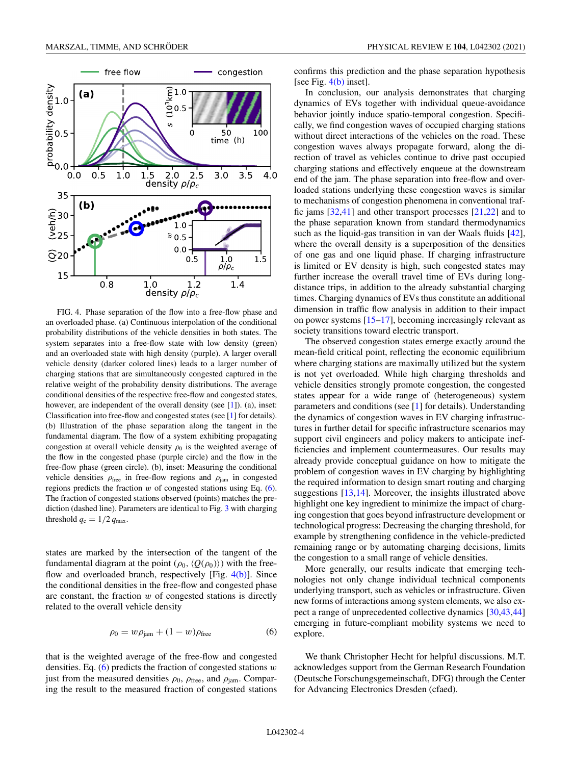FIG. 4. Phase separation of the flow into a free-flow phase and an overloaded phase. (a) Continuous interpolation of the conditional probability distributions of the vehicle densities in both states. The system separates into a free-flow state with low density (green) and an overloaded state with high density (purple). A larger overall vehicle density (darker colored lines) leads to a larger number of charging stations that are simultaneously congested captured in the relative weight of the probability density distributions. The average conditional densities of the respective free-flow and congested states, however, are independent of the overall density (see [1]). (a), inset: Classification into free-flow and congested states (see [1] for details). (b) Illustration of the phase separation along the tangent in the fundamental diagram. The flow of a system exhibiting propagating congestion at overall vehicle density $\rho_0$ is the weighted average of the flow in the congested phase (purple circle) and the flow in the free-flow phase (green circle). (b), inset: Measuring the conditional vehicle densities $\rho_{\text{free}}$ in free-flow regions and $\rho_{\text{jam}}$ in congested regions predicts the fraction $w$ of congested stations using Eq. (6). The fraction of congested stations observed (points) matches the prediction (dashed line). Parameters are identical to Fig. 3 with charging threshold $q_c = 1/2\, q_{\max}$.

states are marked by the intersection of the tangent of the fundamental diagram at the point $(\rho_0, \langle Q(\rho_0)\rangle)$ with the free-flow and overloaded branch, respectively [Fig. 4(b)]. Since the conditional densities in the free-flow and congested phase are constant, the fraction $w$ of congested stations is directly related to the overall vehicle density

$$\rho_0 = w\rho_{\text{jam}} + (1 - w)\rho_{\text{free}} \tag{6}$$

that is the weighted average of the free-flow and congested densities. Eq. (6) predicts the fraction of congested stations $w$ just from the measured densities $\rho_0$, $\rho_{\text{free}}$, and $\rho_{\text{jam}}$. Comparing the result to the measured fraction of congested stations confirms this prediction and the phase separation hypothesis [see Fig. 4(b) inset].

In conclusion, our analysis demonstrates that charging dynamics of EVs together with individual queue-avoidance behavior jointly induce spatio-temporal congestion. Specifically, we find congestion waves of occupied charging stations without direct interactions of the vehicles on the road. These congestion waves always propagate forward, along the direction of travel as vehicles continue to drive past occupied charging stations and effectively enqueue at the downstream end of the jam. The phase separation into free-flow and overloaded charging stations underlying these congestion waves is similar to mechanisms of congestion phenomena in conventional traffic jams [32,41] and other transport processes [21,22] and to the phase separation known from standard thermodynamics such as the liquid-gas transition in van der Waals fluids [42], where the overall density is a superposition of the densities of one gas and one liquid phase. If charging infrastructure is limited or EV density is high, such congested states may further increase the overall travel time of EVs during long-distance trips, in addition to the already substantial charging times. Charging dynamics of EVs thus constitute an additional dimension in traffic flow analysis in addition to their impact on power systems [15–17], becoming increasingly relevant as society transitions toward electric transport.

The observed congestion states emerge exactly around the mean-field critical point, reflecting the economic equilibrium where charging stations are maximally utilized but the system is not yet overloaded. While high charging thresholds and vehicle densities strongly promote congestion, the congested states appear for a wide range of (heterogeneous) system parameters and conditions (see [1] for details). Understanding the dynamics of congestion waves in EV charging infrastructures in further detail for specific infrastructure scenarios may support civil engineers and policy makers to anticipate inefficiencies and implement countermeasures. Our results may already provide conceptual guidance on how to mitigate the problem of congestion waves in EV charging by highlighting the required information to design smart routing and charging suggestions [13,14]. Moreover, the insights illustrated above highlight one key ingredient to minimize the impact of charging congestion that goes beyond infrastructure development or technological progress: Decreasing the charging threshold, for example by strengthening confidence in the vehicle-predicted remaining range or by automating charging decisions, limits the congestion to a small range of vehicle densities.

More generally, our results indicate that emerging technologies not only change individual technical components underlying transport, such as vehicles or infrastructure. Given new forms of interactions among system elements, we also expect a range of unprecedented collective dynamics [30,43,44] emerging in future-compliant mobility systems we need to explore.

We thank Christopher Hecht for helpful discussions. M.T. acknowledges support from the German Research Foundation (Deutsche Forschungsgemeinschaft, DFG) through the Center for Advancing Electronics Dresden (cfaed).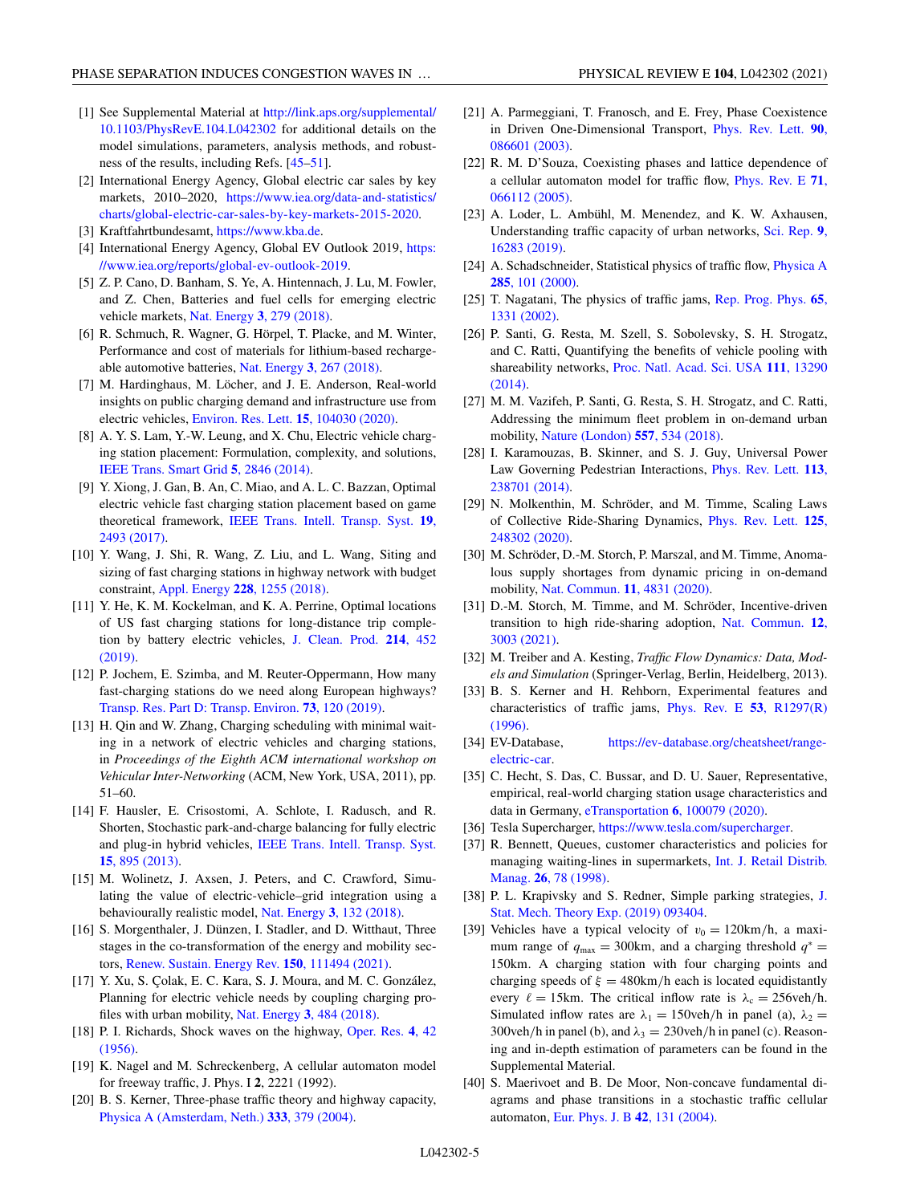[1] See Supplemental Material at http://link.aps.org/supplemental/10.1103/PhysRevE.104.L042302 for additional details on the model simulations, parameters, analysis methods, and robustness of the results, including Refs. [45–51].

[2] International Energy Agency, Global electric car sales by key markets, 2010–2020, https://www.iea.org/data-and-statistics/charts/global-electric-car-sales-by-key-markets-2015-2020.

[3] Kraftfahrtbundesamt, https://www.kba.de.

[4] International Energy Agency, Global EV Outlook 2019, https://www.iea.org/reports/global-ev-outlook-2019.

[5] Z. P. Cano, D. Banham, S. Ye, A. Hintennach, J. Lu, M. Fowler, and Z. Chen, Batteries and fuel cells for emerging electric vehicle markets, Nat. Energy **3**, 279 (2018).

[6] R. Schmuch, R. Wagner, G. Hörpel, T. Placke, and M. Winter, Performance and cost of materials for lithium-based rechargeable automotive batteries, Nat. Energy **3**, 267 (2018).

[7] M. Hardinghaus, M. Löcher, and J. E. Anderson, Real-world insights on public charging demand and infrastructure use from electric vehicles, Environ. Res. Lett. **15**, 104030 (2020).

[8] A. Y. S. Lam, Y.-W. Leung, and X. Chu, Electric vehicle charging station placement: Formulation, complexity, and solutions, IEEE Trans. Smart Grid **5**, 2846 (2014).

[9] Y. Xiong, J. Gan, B. An, C. Miao, and A. L. C. Bazzan, Optimal electric vehicle fast charging station placement based on game theoretical framework, IEEE Trans. Intell. Transp. Syst. **19**, 2493 (2017).

[10] Y. Wang, J. Shi, R. Wang, Z. Liu, and L. Wang, Siting and sizing of fast charging stations in highway network with budget constraint, Appl. Energy **228**, 1255 (2018).

[11] Y. He, K. M. Kockelman, and K. A. Perrine, Optimal locations of US fast charging stations for long-distance trip completion by battery electric vehicles, J. Clean. Prod. **214**, 452 (2019).

[12] P. Jochem, E. Szimba, and M. Reuter-Oppermann, How many fast-charging stations do we need along European highways? Transp. Res. Part D: Transp. Environ. **73**, 120 (2019).

[13] H. Qin and W. Zhang, Charging scheduling with minimal waiting in a network of electric vehicles and charging stations, in *Proceedings of the Eighth ACM international workshop on Vehicular Inter-Networking* (ACM, New York, USA, 2011), pp. 51–60.

[14] F. Hausler, E. Crisostomi, A. Schlote, I. Radusch, and R. Shorten, Stochastic park-and-charge balancing for fully electric and plug-in hybrid vehicles, IEEE Trans. Intell. Transp. Syst. **15**, 895 (2013).

[15] M. Wolinetz, J. Axsen, J. Peters, and C. Crawford, Simulating the value of electric-vehicle–grid integration using a behaviourally realistic model, Nat. Energy **3**, 132 (2018).

[16] S. Morgenthaler, J. Dünzen, I. Stadler, and D. Witthaut, Three stages in the co-transformation of the energy and mobility sectors, Renew. Sustain. Energy Rev. **150**, 111494 (2021).

[17] Y. Xu, S. Çolak, E. C. Kara, S. J. Moura, and M. C. González, Planning for electric vehicle needs by coupling charging profiles with urban mobility, Nat. Energy **3**, 484 (2018).

[18] P. I. Richards, Shock waves on the highway, Oper. Res. **4**, 42 (1956).

[19] K. Nagel and M. Schreckenberg, A cellular automaton model for freeway traffic, J. Phys. I **2**, 2221 (1992).

[20] B. S. Kerner, Three-phase traffic theory and highway capacity, Physica A (Amsterdam, Neth.) **333**, 379 (2004).

[21] A. Parmeggiani, T. Franosch, and E. Frey, Phase Coexistence in Driven One-Dimensional Transport, Phys. Rev. Lett. **90**, 086601 (2003).

[22] R. M. D'Souza, Coexisting phases and lattice dependence of a cellular automaton model for traffic flow, Phys. Rev. E **71**, 066112 (2005).

[23] A. Loder, L. Ambühl, M. Menendez, and K. W. Axhausen, Understanding traffic capacity of urban networks, Sci. Rep. **9**, 16283 (2019).

[24] A. Schadschneider, Statistical physics of traffic flow, Physica A **285**, 101 (2000).

[25] T. Nagatani, The physics of traffic jams, Rep. Prog. Phys. **65**, 1331 (2002).

[26] P. Santi, G. Resta, M. Szell, S. Sobolevsky, S. H. Strogatz, and C. Ratti, Quantifying the benefits of vehicle pooling with shareability networks, Proc. Natl. Acad. Sci. USA **111**, 13290 (2014).

[27] M. M. Vazifeh, P. Santi, G. Resta, S. H. Strogatz, and C. Ratti, Addressing the minimum fleet problem in on-demand urban mobility, Nature (London) **557**, 534 (2018).

[28] I. Karamouzas, B. Skinner, and S. J. Guy, Universal Power Law Governing Pedestrian Interactions, Phys. Rev. Lett. **113**, 238701 (2014).

[29] N. Molkenthin, M. Schröder, and M. Timme, Scaling Laws of Collective Ride-Sharing Dynamics, Phys. Rev. Lett. **125**, 248302 (2020).

[30] M. Schröder, D.-M. Storch, P. Marszal, and M. Timme, Anomalous supply shortages from dynamic pricing in on-demand mobility, Nat. Commun. **11**, 4831 (2020).

[31] D.-M. Storch, M. Timme, and M. Schröder, Incentive-driven transition to high ride-sharing adoption, Nat. Commun. **12**, 3003 (2021).

[32] M. Treiber and A. Kesting, *Traffic Flow Dynamics: Data, Models and Simulation* (Springer-Verlag, Berlin, Heidelberg, 2013).

[33] B. S. Kerner and H. Rehborn, Experimental features and characteristics of traffic jams, Phys. Rev. E **53**, R1297(R) (1996).

[34] EV-Database, https://ev-database.org/cheatsheet/range-electric-car.

[35] C. Hecht, S. Das, C. Bussar, and D. U. Sauer, Representative, empirical, real-world charging station usage characteristics and data in Germany, eTransportation **6**, 100079 (2020).

[36] Tesla Supercharger, https://www.tesla.com/supercharger.

[37] R. Bennett, Queues, customer characteristics and policies for managing waiting-lines in supermarkets, Int. J. Retail Distrib. Manag. **26**, 78 (1998).

[38] P. L. Krapivsky and S. Redner, Simple parking strategies, J. Stat. Mech. Theory Exp. (2019) 093404.

[39] Vehicles have a typical velocity of $v_0 = 120\text{km/h}$, a maximum range of $q_{\max} = 300\text{km}$, and a charging threshold $q^* = 150\text{km}$. A charging station with four charging points and charging speeds of $\xi = 480\text{km/h}$ each is located equidistantly every $\ell = 15\text{km}$. The critical inflow rate is $\lambda_c = 256\text{veh/h}$. Simulated inflow rates are $\lambda_1 = 150\text{veh/h}$ in panel (a), $\lambda_2 = 300\text{veh/h}$ in panel (b), and $\lambda_3 = 230\text{veh/h}$ in panel (c). Reasoning and in-depth estimation of parameters can be found in the Supplemental Material.

[40] S. Maerivoet and B. De Moor, Non-concave fundamental diagrams and phase transitions in a stochastic traffic cellular automaton, Eur. Phys. J. B **42**, 131 (2004).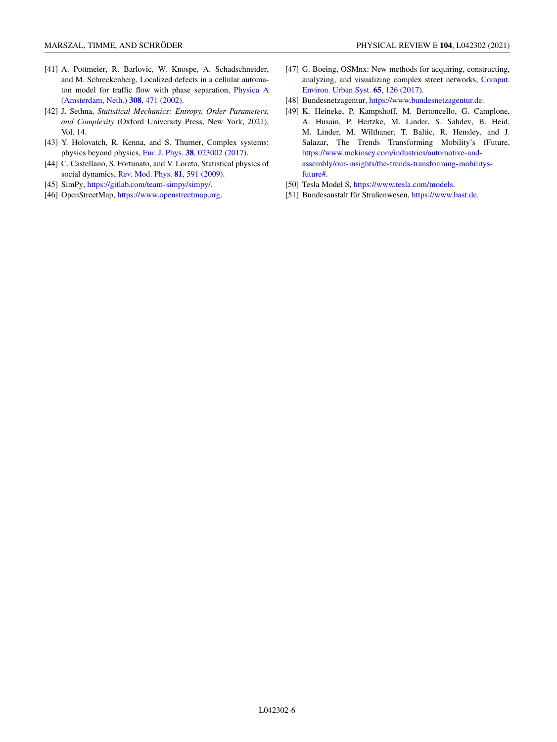[41] A. Pottmeier, R. Barlovic, W. Knospe, A. Schadschneider, and M. Schreckenberg, Localized defects in a cellular automaton model for traffic flow with phase separation, Physica A (Amsterdam, Neth.) **308**, 471 (2002).

[42] J. Sethna, *Statistical Mechanics: Entropy, Order Parameters, and Complexity* (Oxford University Press, New York, 2021), Vol. 14.

[43] Y. Holovatch, R. Kenna, and S. Thurner, Complex systems: physics beyond physics, Eur. J. Phys. **38**, 023002 (2017).

[44] C. Castellano, S. Fortunato, and V. Loreto, Statistical physics of social dynamics, Rev. Mod. Phys. **81**, 591 (2009).

[45] SimPy, https://gitlab.com/team-simpy/simpy/.

[46] OpenStreetMap, https://www.openstreetmap.org.

[47] G. Boeing, OSMnx: New methods for acquiring, constructing, analyzing, and visualizing complex street networks, Comput. Environ. Urban Syst. **65**, 126 (2017).

[48] Bundesnetzagentur, https://www.bundesnetzagentur.de.

[49] K. Heineke, P. Kampshoff, M. Bertoncello, G. Camplone, A. Husain, P. Hertzke, M. Linder, S. Sahdev, B. Heid, M. Linder, M. Wilthaner, T. Baltic, R. Hensley, and J. Salazar, The Trends Transforming Mobility's fFuture, https://www.mckinsey.com/industries/automotive-and-assembly/our-insights/the-trends-transforming-mobilitys-future#.

[50] Tesla Model S, https://www.tesla.com/models.

[51] Bundesanstalt für Straßenwesen, https://www.bast.de.